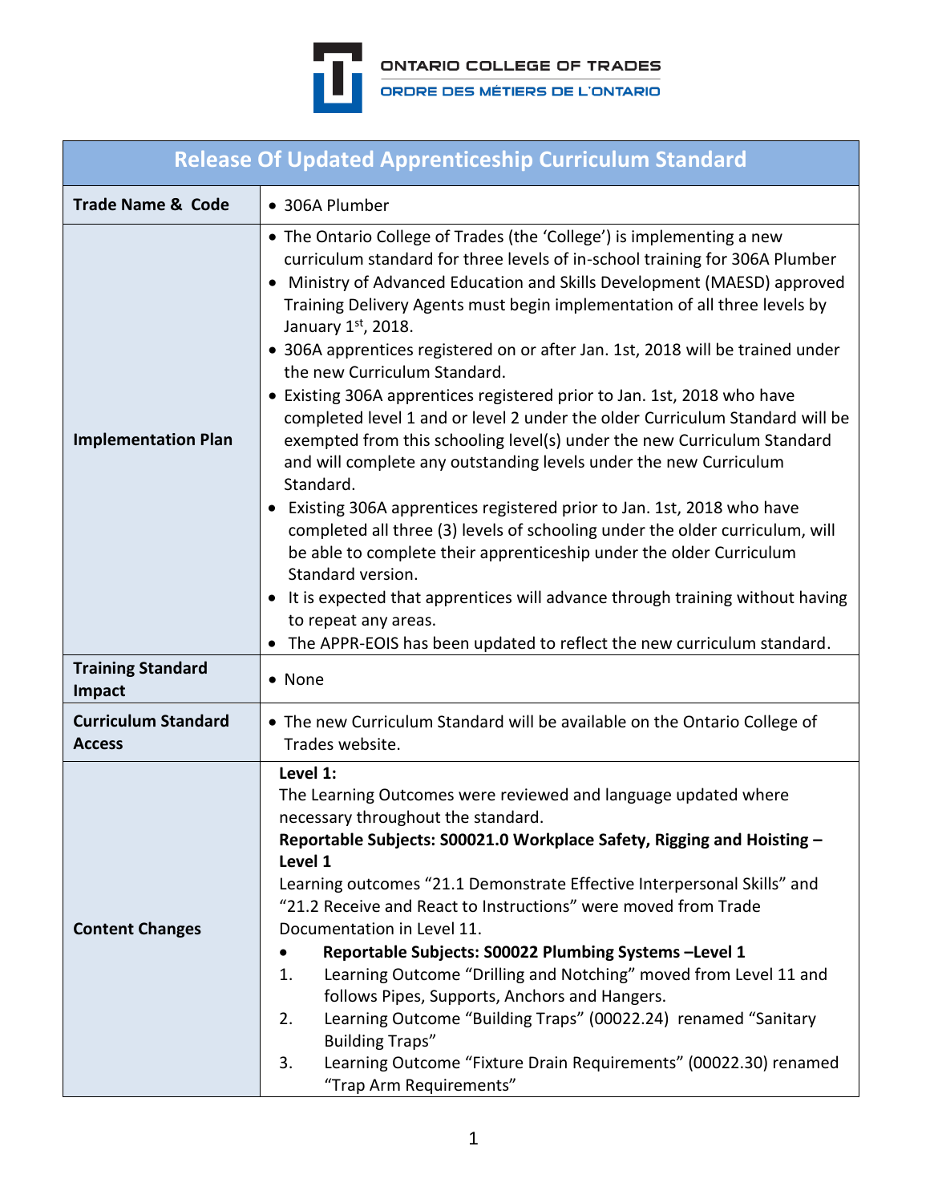ONTARIO COLLEGE OF TRADES

ORDRE DES MÉTIERS DE L'ONTARIO

| Release Of Updated Apprenticeship Curriculum Standard | |
|---|---|
| **Trade Name & Code** | • 306A Plumber |
| **Implementation Plan** | • The Ontario College of Trades (the 'College') is implementing a new curriculum standard for three levels of in-school training for 306A Plumber<br>• Ministry of Advanced Education and Skills Development (MAESD) approved Training Delivery Agents must begin implementation of all three levels by January 1st, 2018.<br>• 306A apprentices registered on or after Jan. 1st, 2018 will be trained under the new Curriculum Standard.<br>• Existing 306A apprentices registered prior to Jan. 1st, 2018 who have completed level 1 and or level 2 under the older Curriculum Standard will be exempted from this schooling level(s) under the new Curriculum Standard and will complete any outstanding levels under the new Curriculum Standard.<br>• Existing 306A apprentices registered prior to Jan. 1st, 2018 who have completed all three (3) levels of schooling under the older curriculum, will be able to complete their apprenticeship under the older Curriculum Standard version.<br>• It is expected that apprentices will advance through training without having to repeat any areas.<br>• The APPR-EOIS has been updated to reflect the new curriculum standard. |
| **Training Standard Impact** | • None |
| **Curriculum Standard Access** | • The new Curriculum Standard will be available on the Ontario College of Trades website. |
| **Content Changes** | **Level 1:**<br>The Learning Outcomes were reviewed and language updated where necessary throughout the standard.<br>**Reportable Subjects: S00021.0 Workplace Safety, Rigging and Hoisting – Level 1**<br>Learning outcomes "21.1 Demonstrate Effective Interpersonal Skills" and "21.2 Receive and React to Instructions" were moved from Trade Documentation in Level 11.<br>• **Reportable Subjects: S00022 Plumbing Systems –Level 1**<br>1. Learning Outcome "Drilling and Notching" moved from Level 11 and follows Pipes, Supports, Anchors and Hangers.<br>2. Learning Outcome "Building Traps" (00022.24) renamed "Sanitary Building Traps"<br>3. Learning Outcome "Fixture Drain Requirements" (00022.30) renamed "Trap Arm Requirements" |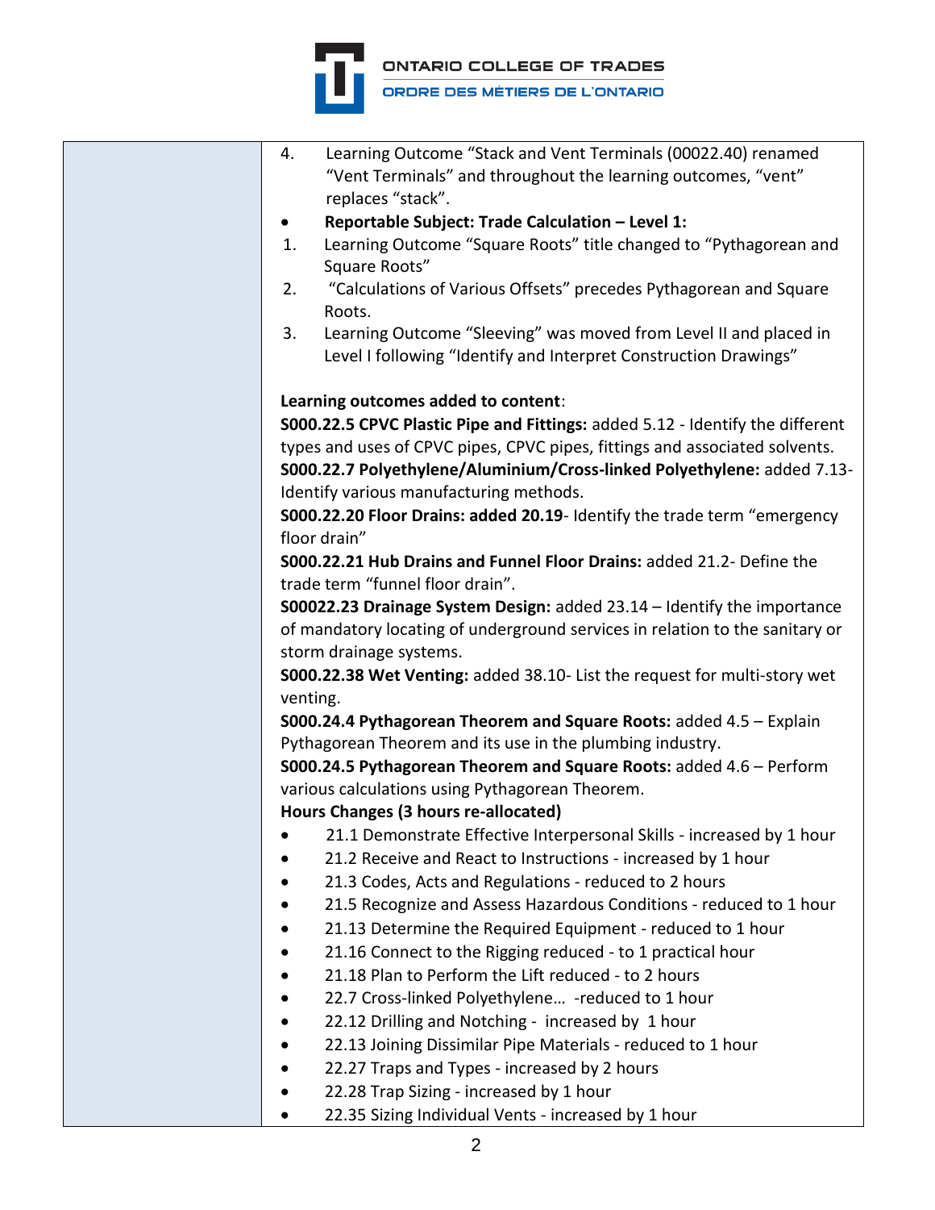| | |
|---|---|
| | 4. Learning Outcome "Stack and Vent Terminals (00022.40) renamed "Vent Terminals" and throughout the learning outcomes, "vent" replaces "stack".<br>• **Reportable Subject: Trade Calculation – Level 1:**<br>1. Learning Outcome "Square Roots" title changed to "Pythagorean and Square Roots"<br>2. "Calculations of Various Offsets" precedes Pythagorean and Square Roots.<br>3. Learning Outcome "Sleeving" was moved from Level II and placed in Level I following "Identify and Interpret Construction Drawings"<br><br>**Learning outcomes added to content**:<br>**S000.22.5 CPVC Plastic Pipe and Fittings:** added 5.12 - Identify the different types and uses of CPVC pipes, CPVC pipes, fittings and associated solvents.<br>**S000.22.7 Polyethylene/Aluminium/Cross-linked Polyethylene:** added 7.13- Identify various manufacturing methods.<br>**S000.22.20 Floor Drains: added 20.19**- Identify the trade term "emergency floor drain"<br>**S000.22.21 Hub Drains and Funnel Floor Drains:** added 21.2- Define the trade term "funnel floor drain".<br>**S00022.23 Drainage System Design:** added 23.14 – Identify the importance of mandatory locating of underground services in relation to the sanitary or storm drainage systems.<br>**S000.22.38 Wet Venting:** added 38.10- List the request for multi-story wet venting.<br>**S000.24.4 Pythagorean Theorem and Square Roots:** added 4.5 – Explain Pythagorean Theorem and its use in the plumbing industry.<br>**S000.24.5 Pythagorean Theorem and Square Roots:** added 4.6 – Perform various calculations using Pythagorean Theorem.<br>**Hours Changes (3 hours re-allocated)**<br>• 21.1 Demonstrate Effective Interpersonal Skills - increased by 1 hour<br>• 21.2 Receive and React to Instructions - increased by 1 hour<br>• 21.3 Codes, Acts and Regulations - reduced to 2 hours<br>• 21.5 Recognize and Assess Hazardous Conditions - reduced to 1 hour<br>• 21.13 Determine the Required Equipment - reduced to 1 hour<br>• 21.16 Connect to the Rigging reduced - to 1 practical hour<br>• 21.18 Plan to Perform the Lift reduced - to 2 hours<br>• 22.7 Cross-linked Polyethylene… -reduced to 1 hour<br>• 22.12 Drilling and Notching - increased by 1 hour<br>• 22.13 Joining Dissimilar Pipe Materials - reduced to 1 hour<br>• 22.27 Traps and Types - increased by 2 hours<br>• 22.28 Trap Sizing - increased by 1 hour<br>• 22.35 Sizing Individual Vents - increased by 1 hour |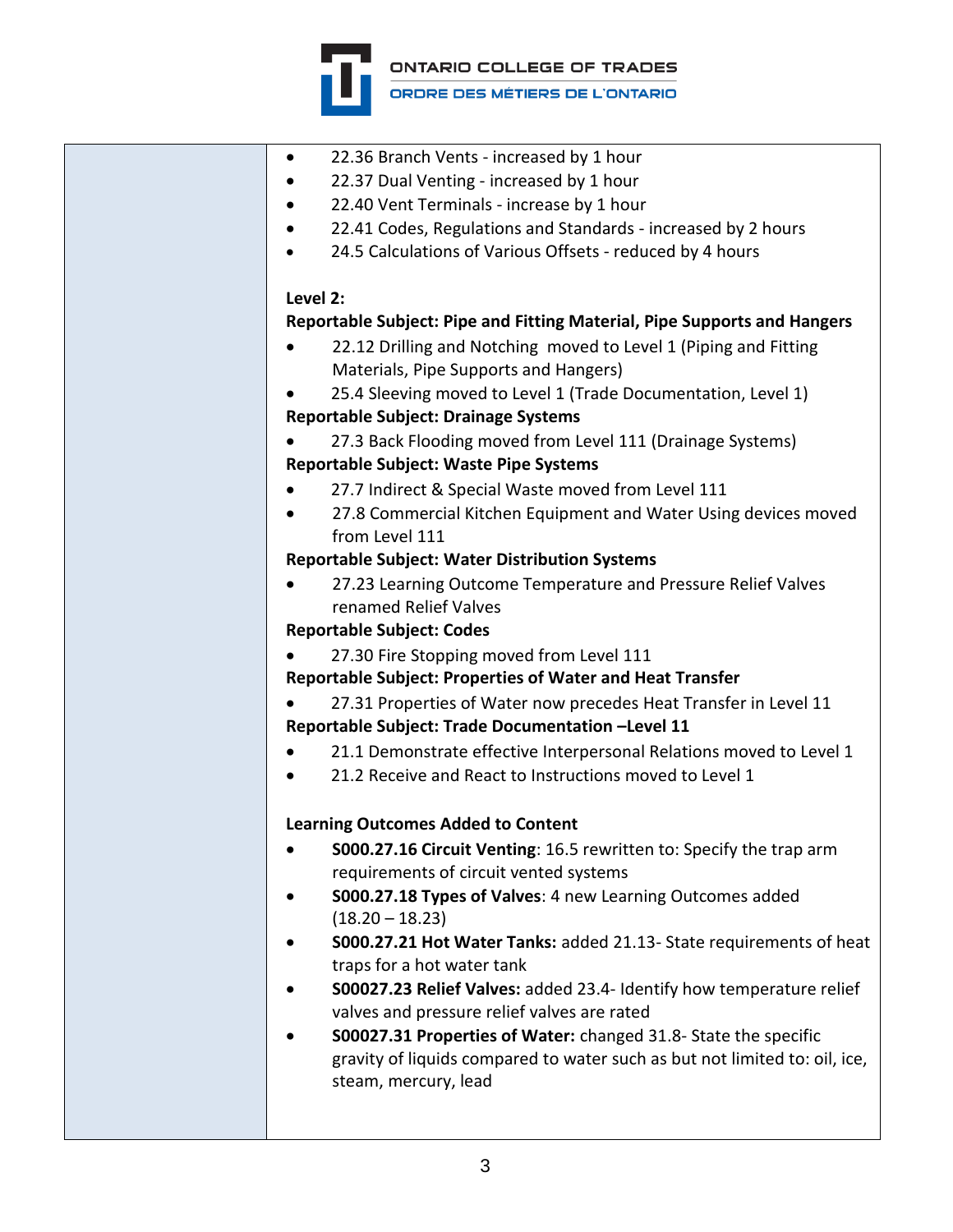| | |
|---|---|
| | • 22.36 Branch Vents - increased by 1 hour<br>• 22.37 Dual Venting - increased by 1 hour<br>• 22.40 Vent Terminals - increase by 1 hour<br>• 22.41 Codes, Regulations and Standards - increased by 2 hours<br>• 24.5 Calculations of Various Offsets - reduced by 4 hours<br><br>**Level 2:**<br>**Reportable Subject: Pipe and Fitting Material, Pipe Supports and Hangers**<br>• 22.12 Drilling and Notching moved to Level 1 (Piping and Fitting Materials, Pipe Supports and Hangers)<br>• 25.4 Sleeving moved to Level 1 (Trade Documentation, Level 1)<br>**Reportable Subject: Drainage Systems**<br>• 27.3 Back Flooding moved from Level 111 (Drainage Systems)<br>**Reportable Subject: Waste Pipe Systems**<br>• 27.7 Indirect & Special Waste moved from Level 111<br>• 27.8 Commercial Kitchen Equipment and Water Using devices moved from Level 111<br>**Reportable Subject: Water Distribution Systems**<br>• 27.23 Learning Outcome Temperature and Pressure Relief Valves renamed Relief Valves<br>**Reportable Subject: Codes**<br>• 27.30 Fire Stopping moved from Level 111<br>**Reportable Subject: Properties of Water and Heat Transfer**<br>• 27.31 Properties of Water now precedes Heat Transfer in Level 11<br>**Reportable Subject: Trade Documentation –Level 11**<br>• 21.1 Demonstrate effective Interpersonal Relations moved to Level 1<br>• 21.2 Receive and React to Instructions moved to Level 1<br><br>**Learning Outcomes Added to Content**<br>• **S000.27.16 Circuit Venting**: 16.5 rewritten to: Specify the trap arm requirements of circuit vented systems<br>• **S000.27.18 Types of Valves**: 4 new Learning Outcomes added (18.20 – 18.23)<br>• **S000.27.21 Hot Water Tanks:** added 21.13- State requirements of heat traps for a hot water tank<br>• **S00027.23 Relief Valves:** added 23.4- Identify how temperature relief valves and pressure relief valves are rated<br>• **S00027.31 Properties of Water:** changed 31.8- State the specific gravity of liquids compared to water such as but not limited to: oil, ice, steam, mercury, lead |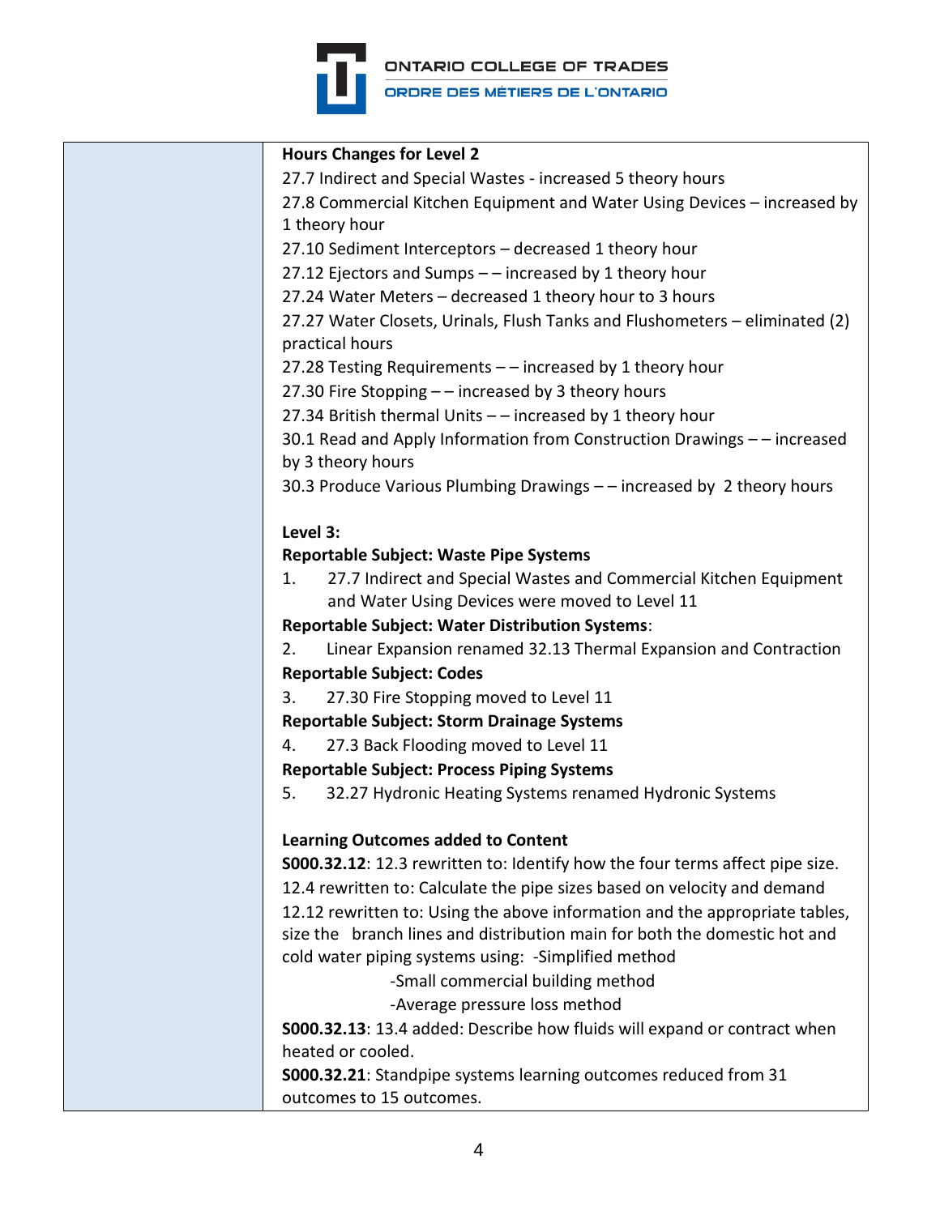| | **Hours Changes for Level 2**<br>27.7 Indirect and Special Wastes - increased 5 theory hours<br>27.8 Commercial Kitchen Equipment and Water Using Devices – increased by 1 theory hour<br>27.10 Sediment Interceptors – decreased 1 theory hour<br>27.12 Ejectors and Sumps – – increased by 1 theory hour<br>27.24 Water Meters – decreased 1 theory hour to 3 hours<br>27.27 Water Closets, Urinals, Flush Tanks and Flushometers – eliminated (2) practical hours<br>27.28 Testing Requirements – – increased by 1 theory hour<br>27.30 Fire Stopping – – increased by 3 theory hours<br>27.34 British thermal Units – – increased by 1 theory hour<br>30.1 Read and Apply Information from Construction Drawings – – increased by 3 theory hours<br>30.3 Produce Various Plumbing Drawings – – increased by 2 theory hours<br><br>**Level 3:**<br>**Reportable Subject: Waste Pipe Systems**<br>1. 27.7 Indirect and Special Wastes and Commercial Kitchen Equipment and Water Using Devices were moved to Level 11<br>**Reportable Subject: Water Distribution Systems**:<br>2. Linear Expansion renamed 32.13 Thermal Expansion and Contraction<br>**Reportable Subject: Codes**<br>3. 27.30 Fire Stopping moved to Level 11<br>**Reportable Subject: Storm Drainage Systems**<br>4. 27.3 Back Flooding moved to Level 11<br>**Reportable Subject: Process Piping Systems**<br>5. 32.27 Hydronic Heating Systems renamed Hydronic Systems<br><br>**Learning Outcomes added to Content**<br>**S000.32.12**: 12.3 rewritten to: Identify how the four terms affect pipe size.<br>12.4 rewritten to: Calculate the pipe sizes based on velocity and demand<br>12.12 rewritten to: Using the above information and the appropriate tables, size the branch lines and distribution main for both the domestic hot and cold water piping systems using: -Simplified method<br>-Small commercial building method<br>-Average pressure loss method<br>**S000.32.13**: 13.4 added: Describe how fluids will expand or contract when heated or cooled.<br>**S000.32.21**: Standpipe systems learning outcomes reduced from 31 outcomes to 15 outcomes. |
|---|---|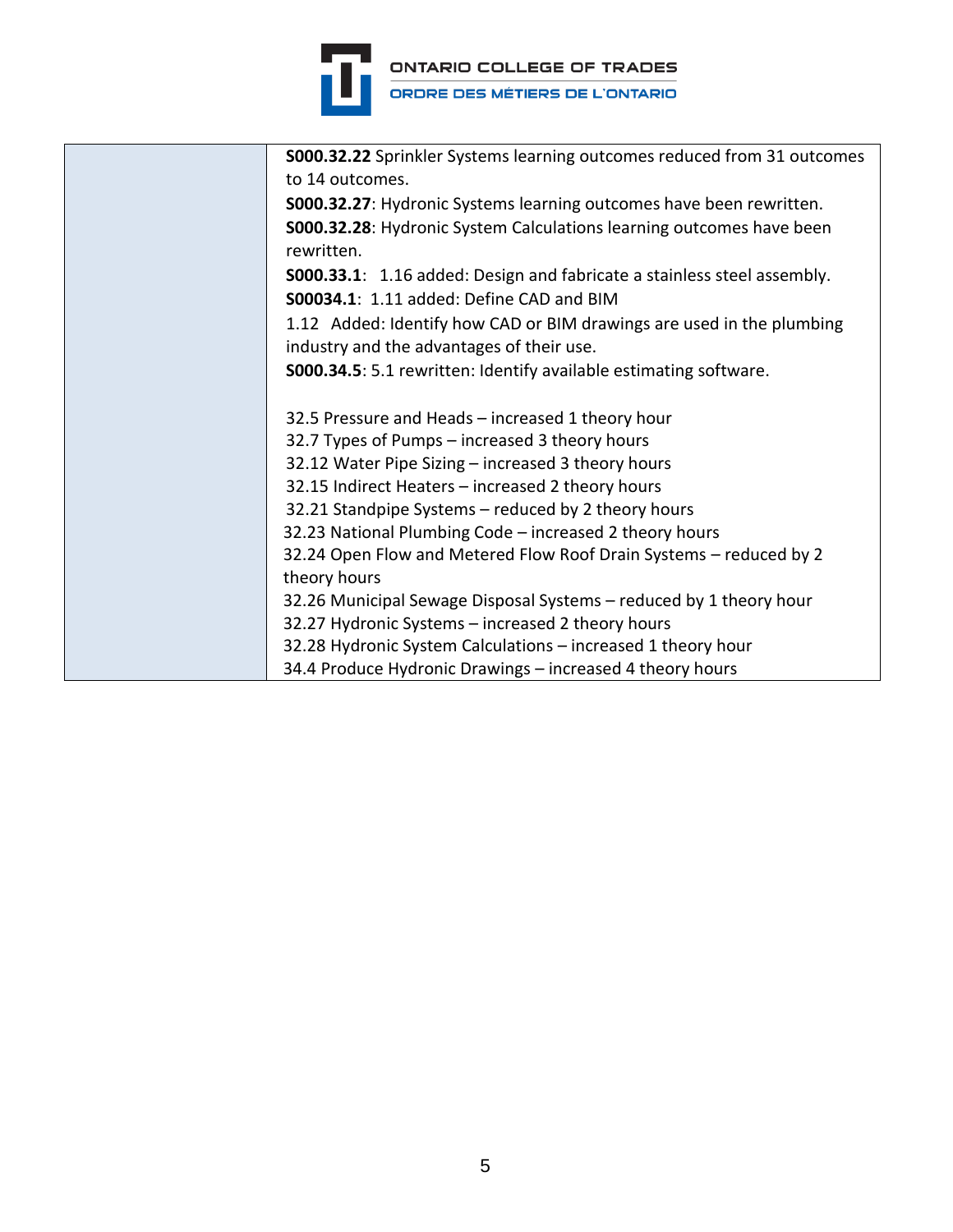| | |
|---|---|
| | **S000.32.22** Sprinkler Systems learning outcomes reduced from 31 outcomes to 14 outcomes.<br>**S000.32.27**: Hydronic Systems learning outcomes have been rewritten.<br>**S000.32.28**: Hydronic System Calculations learning outcomes have been rewritten.<br>**S000.33.1**: 1.16 added: Design and fabricate a stainless steel assembly.<br>**S00034.1**: 1.11 added: Define CAD and BIM<br>1.12 Added: Identify how CAD or BIM drawings are used in the plumbing industry and the advantages of their use.<br>**S000.34.5**: 5.1 rewritten: Identify available estimating software.<br><br>32.5 Pressure and Heads – increased 1 theory hour<br>32.7 Types of Pumps – increased 3 theory hours<br>32.12 Water Pipe Sizing – increased 3 theory hours<br>32.15 Indirect Heaters – increased 2 theory hours<br>32.21 Standpipe Systems – reduced by 2 theory hours<br>32.23 National Plumbing Code – increased 2 theory hours<br>32.24 Open Flow and Metered Flow Roof Drain Systems – reduced by 2 theory hours<br>32.26 Municipal Sewage Disposal Systems – reduced by 1 theory hour<br>32.27 Hydronic Systems – increased 2 theory hours<br>32.28 Hydronic System Calculations – increased 1 theory hour<br>34.4 Produce Hydronic Drawings – increased 4 theory hours |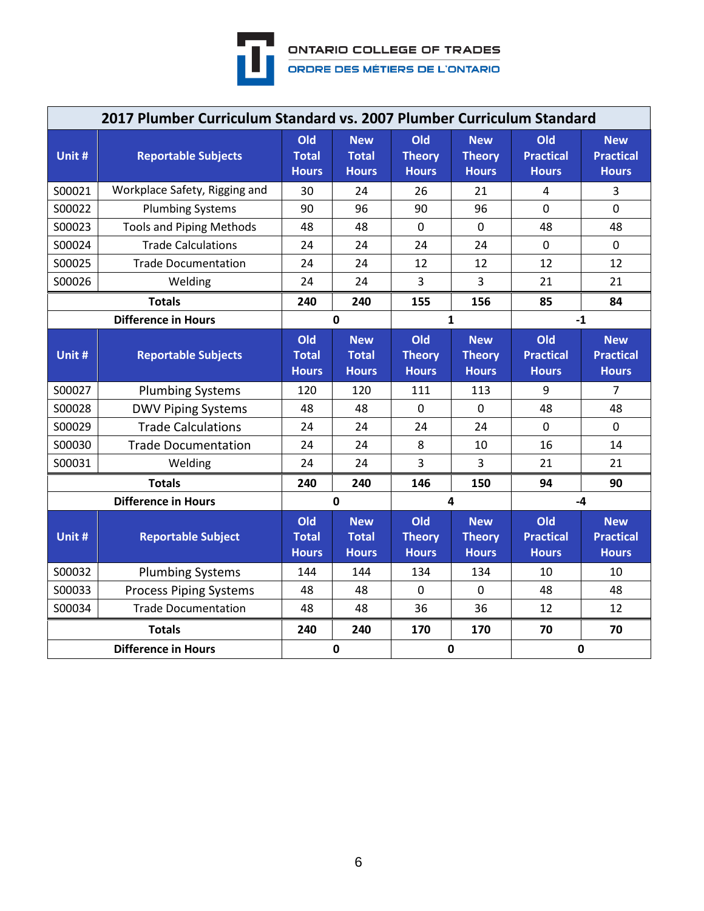ONTARIO COLLEGE OF TRADES
ORDRE DES MÉTIERS DE L'ONTARIO

| 2017 Plumber Curriculum Standard vs. 2007 Plumber Curriculum Standard | | | | | | | |
|---|---|---|---|---|---|---|---|
| **Unit #** | **Reportable Subjects** | **Old Total Hours** | **New Total Hours** | **Old Theory Hours** | **New Theory Hours** | **Old Practical Hours** | **New Practical Hours** |
| S00021 | Workplace Safety, Rigging and | 30 | 24 | 26 | 21 | 4 | 3 |
| S00022 | Plumbing Systems | 90 | 96 | 90 | 96 | 0 | 0 |
| S00023 | Tools and Piping Methods | 48 | 48 | 0 | 0 | 48 | 48 |
| S00024 | Trade Calculations | 24 | 24 | 24 | 24 | 0 | 0 |
| S00025 | Trade Documentation | 24 | 24 | 12 | 12 | 12 | 12 |
| S00026 | Welding | 24 | 24 | 3 | 3 | 21 | 21 |
| **Totals** | | **240** | **240** | **155** | **156** | **85** | **84** |
| **Difference in Hours** | | **0** | | **1** | | **-1** | |
| **Unit #** | **Reportable Subjects** | **Old Total Hours** | **New Total Hours** | **Old Theory Hours** | **New Theory Hours** | **Old Practical Hours** | **New Practical Hours** |
| S00027 | Plumbing Systems | 120 | 120 | 111 | 113 | 9 | 7 |
| S00028 | DWV Piping Systems | 48 | 48 | 0 | 0 | 48 | 48 |
| S00029 | Trade Calculations | 24 | 24 | 24 | 24 | 0 | 0 |
| S00030 | Trade Documentation | 24 | 24 | 8 | 10 | 16 | 14 |
| S00031 | Welding | 24 | 24 | 3 | 3 | 21 | 21 |
| **Totals** | | **240** | **240** | **146** | **150** | **94** | **90** |
| **Difference in Hours** | | **0** | | **4** | | **-4** | |
| **Unit #** | **Reportable Subject** | **Old Total Hours** | **New Total Hours** | **Old Theory Hours** | **New Theory Hours** | **Old Practical Hours** | **New Practical Hours** |
| S00032 | Plumbing Systems | 144 | 144 | 134 | 134 | 10 | 10 |
| S00033 | Process Piping Systems | 48 | 48 | 0 | 0 | 48 | 48 |
| S00034 | Trade Documentation | 48 | 48 | 36 | 36 | 12 | 12 |
| **Totals** | | **240** | **240** | **170** | **170** | **70** | **70** |
| **Difference in Hours** | | **0** | | **0** | | **0** | |